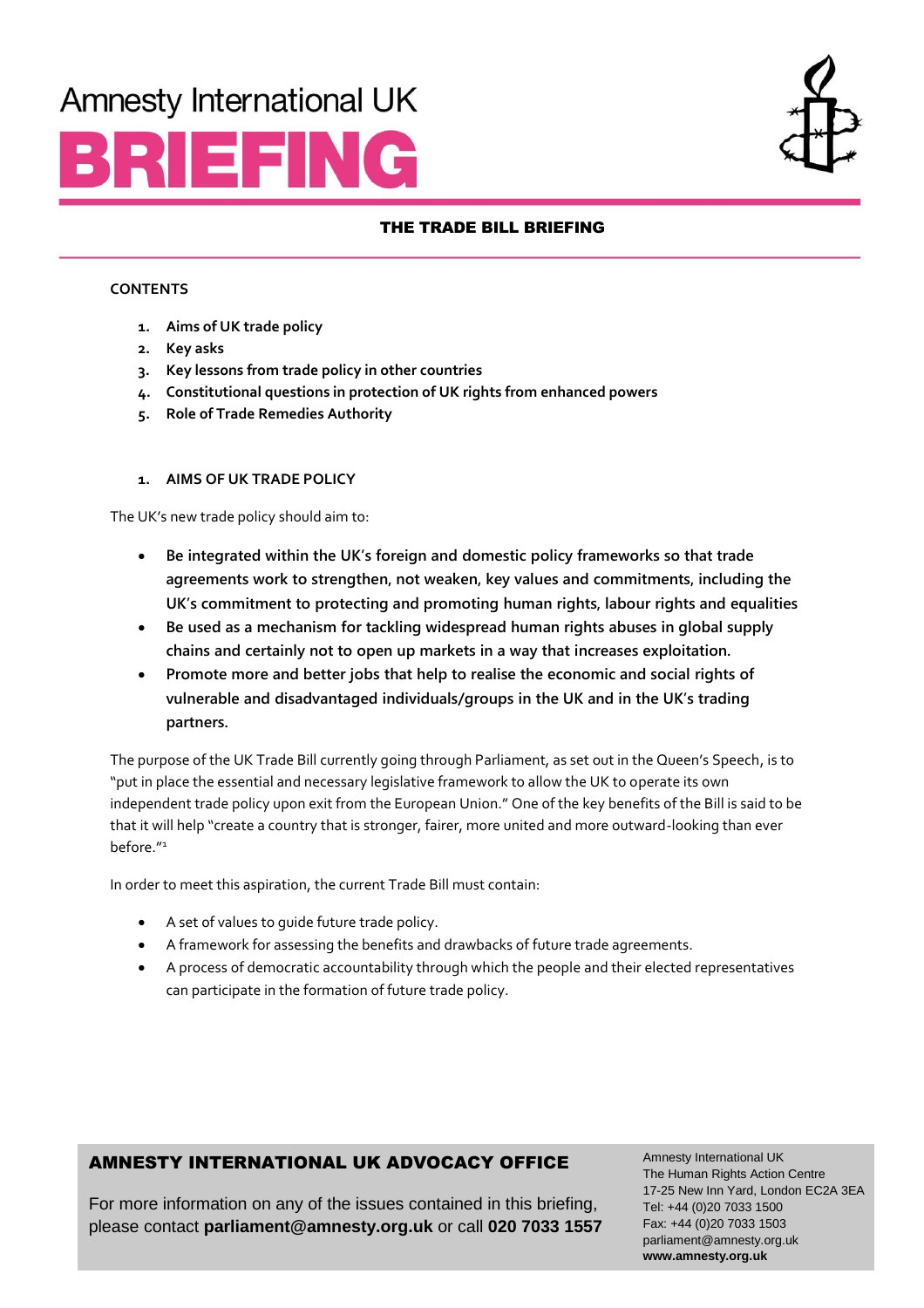Amnesty International UK

# BRIEFING

## THE TRADE BILL BRIEFING

**CONTENTS**

1. **Aims of UK trade policy**
2. **Key asks**
3. **Key lessons from trade policy in other countries**
4. **Constitutional questions in protection of UK rights from enhanced powers**
5. **Role of Trade Remedies Authority**

### 1. AIMS OF UK TRADE POLICY

The UK's new trade policy should aim to:

- **Be integrated within the UK's foreign and domestic policy frameworks so that trade agreements work to strengthen, not weaken, key values and commitments, including the UK's commitment to protecting and promoting human rights, labour rights and equalities**
- **Be used as a mechanism for tackling widespread human rights abuses in global supply chains and certainly not to open up markets in a way that increases exploitation.**
- **Promote more and better jobs that help to realise the economic and social rights of vulnerable and disadvantaged individuals/groups in the UK and in the UK's trading partners.**

The purpose of the UK Trade Bill currently going through Parliament, as set out in the Queen's Speech, is to "put in place the essential and necessary legislative framework to allow the UK to operate its own independent trade policy upon exit from the European Union." One of the key benefits of the Bill is said to be that it will help "create a country that is stronger, fairer, more united and more outward-looking than ever before."[1]

In order to meet this aspiration, the current Trade Bill must contain:

- A set of values to guide future trade policy.
- A framework for assessing the benefits and drawbacks of future trade agreements.
- A process of democratic accountability through which the people and their elected representatives can participate in the formation of future trade policy.

**AMNESTY INTERNATIONAL UK ADVOCACY OFFICE**

For more information on any of the issues contained in this briefing, please contact **parliament@amnesty.org.uk** or call **020 7033 1557**

Amnesty International UK
The Human Rights Action Centre
17-25 New Inn Yard, London EC2A 3EA
Tel: +44 (0)20 7033 1500
Fax: +44 (0)20 7033 1503
parliament@amnesty.org.uk
**www.amnesty.org.uk**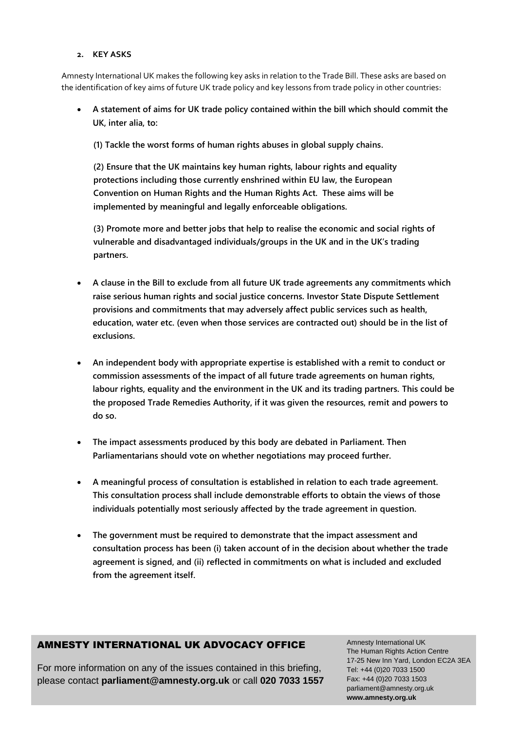## 2. KEY ASKS

Amnesty International UK makes the following key asks in relation to the Trade Bill. These asks are based on the identification of key aims of future UK trade policy and key lessons from trade policy in other countries:

- **A statement of aims for UK trade policy contained within the bill which should commit the UK, inter alia, to:**

  **(1) Tackle the worst forms of human rights abuses in global supply chains.**

  **(2) Ensure that the UK maintains key human rights, labour rights and equality protections including those currently enshrined within EU law, the European Convention on Human Rights and the Human Rights Act. These aims will be implemented by meaningful and legally enforceable obligations.**

  **(3) Promote more and better jobs that help to realise the economic and social rights of vulnerable and disadvantaged individuals/groups in the UK and in the UK's trading partners.**

- **A clause in the Bill to exclude from all future UK trade agreements any commitments which raise serious human rights and social justice concerns. Investor State Dispute Settlement provisions and commitments that may adversely affect public services such as health, education, water etc. (even when those services are contracted out) should be in the list of exclusions.**

- **An independent body with appropriate expertise is established with a remit to conduct or commission assessments of the impact of all future trade agreements on human rights, labour rights, equality and the environment in the UK and its trading partners. This could be the proposed Trade Remedies Authority, if it was given the resources, remit and powers to do so.**

- **The impact assessments produced by this body are debated in Parliament. Then Parliamentarians should vote on whether negotiations may proceed further.**

- **A meaningful process of consultation is established in relation to each trade agreement. This consultation process shall include demonstrable efforts to obtain the views of those individuals potentially most seriously affected by the trade agreement in question.**

- **The government must be required to demonstrate that the impact assessment and consultation process has been (i) taken account of in the decision about whether the trade agreement is signed, and (ii) reflected in commitments on what is included and excluded from the agreement itself.**

**AMNESTY INTERNATIONAL UK ADVOCACY OFFICE**

For more information on any of the issues contained in this briefing, please contact **parliament@amnesty.org.uk** or call **020 7033 1557**

Amnesty International UK
The Human Rights Action Centre
17-25 New Inn Yard, London EC2A 3EA
Tel: +44 (0)20 7033 1500
Fax: +44 (0)20 7033 1503
parliament@amnesty.org.uk
**www.amnesty.org.uk**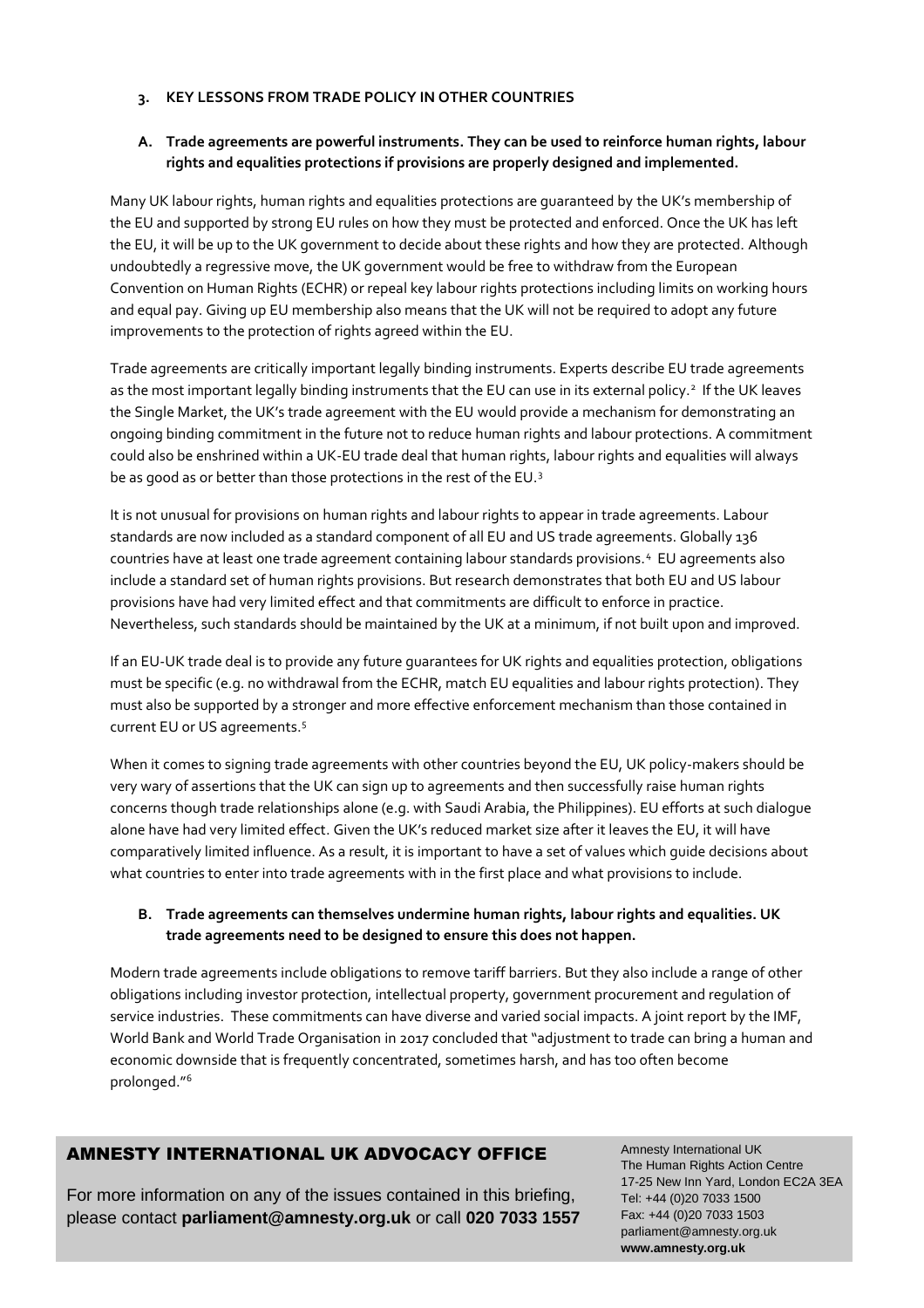## 3. KEY LESSONS FROM TRADE POLICY IN OTHER COUNTRIES

### A. Trade agreements are powerful instruments. They can be used to reinforce human rights, labour rights and equalities protections if provisions are properly designed and implemented.

Many UK labour rights, human rights and equalities protections are guaranteed by the UK's membership of the EU and supported by strong EU rules on how they must be protected and enforced. Once the UK has left the EU, it will be up to the UK government to decide about these rights and how they are protected. Although undoubtedly a regressive move, the UK government would be free to withdraw from the European Convention on Human Rights (ECHR) or repeal key labour rights protections including limits on working hours and equal pay. Giving up EU membership also means that the UK will not be required to adopt any future improvements to the protection of rights agreed within the EU.

Trade agreements are critically important legally binding instruments. Experts describe EU trade agreements as the most important legally binding instruments that the EU can use in its external policy.[2] If the UK leaves the Single Market, the UK's trade agreement with the EU would provide a mechanism for demonstrating an ongoing binding commitment in the future not to reduce human rights and labour protections. A commitment could also be enshrined within a UK-EU trade deal that human rights, labour rights and equalities will always be as good as or better than those protections in the rest of the EU.[3]

It is not unusual for provisions on human rights and labour rights to appear in trade agreements. Labour standards are now included as a standard component of all EU and US trade agreements. Globally 136 countries have at least one trade agreement containing labour standards provisions.[4] EU agreements also include a standard set of human rights provisions. But research demonstrates that both EU and US labour provisions have had very limited effect and that commitments are difficult to enforce in practice. Nevertheless, such standards should be maintained by the UK at a minimum, if not built upon and improved.

If an EU-UK trade deal is to provide any future guarantees for UK rights and equalities protection, obligations must be specific (e.g. no withdrawal from the ECHR, match EU equalities and labour rights protection). They must also be supported by a stronger and more effective enforcement mechanism than those contained in current EU or US agreements.[5]

When it comes to signing trade agreements with other countries beyond the EU, UK policy-makers should be very wary of assertions that the UK can sign up to agreements and then successfully raise human rights concerns though trade relationships alone (e.g. with Saudi Arabia, the Philippines). EU efforts at such dialogue alone have had very limited effect. Given the UK's reduced market size after it leaves the EU, it will have comparatively limited influence. As a result, it is important to have a set of values which guide decisions about what countries to enter into trade agreements with in the first place and what provisions to include.

### B. Trade agreements can themselves undermine human rights, labour rights and equalities. UK trade agreements need to be designed to ensure this does not happen.

Modern trade agreements include obligations to remove tariff barriers. But they also include a range of other obligations including investor protection, intellectual property, government procurement and regulation of service industries. These commitments can have diverse and varied social impacts. A joint report by the IMF, World Bank and World Trade Organisation in 2017 concluded that "adjustment to trade can bring a human and economic downside that is frequently concentrated, sometimes harsh, and has too often become prolonged."[6]

**AMNESTY INTERNATIONAL UK ADVOCACY OFFICE**

For more information on any of the issues contained in this briefing, please contact **parliament@amnesty.org.uk** or call **020 7033 1557**

Amnesty International UK
The Human Rights Action Centre
17-25 New Inn Yard, London EC2A 3EA
Tel: +44 (0)20 7033 1500
Fax: +44 (0)20 7033 1503
parliament@amnesty.org.uk
**www.amnesty.org.uk**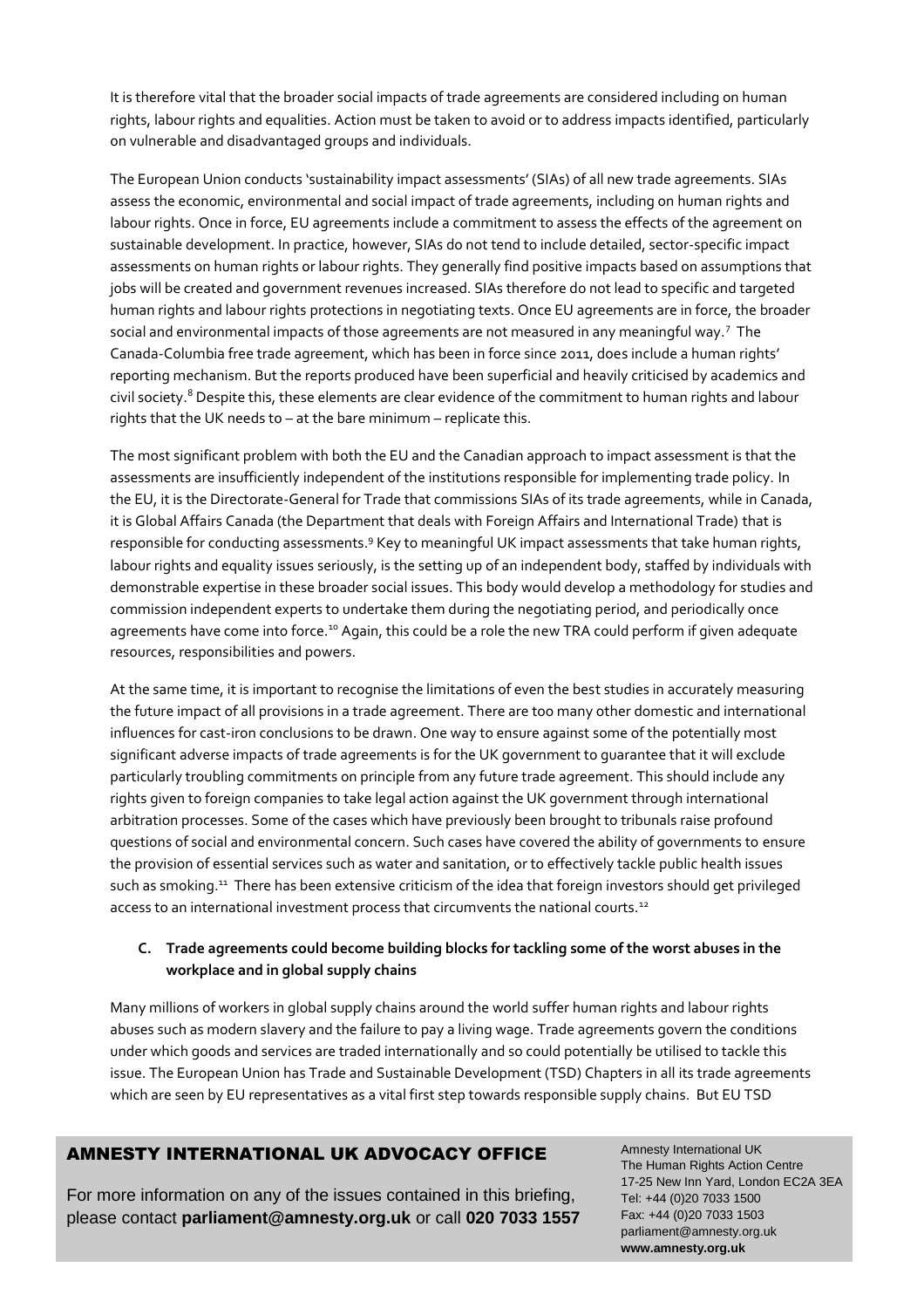It is therefore vital that the broader social impacts of trade agreements are considered including on human rights, labour rights and equalities. Action must be taken to avoid or to address impacts identified, particularly on vulnerable and disadvantaged groups and individuals.

The European Union conducts 'sustainability impact assessments' (SIAs) of all new trade agreements. SIAs assess the economic, environmental and social impact of trade agreements, including on human rights and labour rights. Once in force, EU agreements include a commitment to assess the effects of the agreement on sustainable development. In practice, however, SIAs do not tend to include detailed, sector-specific impact assessments on human rights or labour rights. They generally find positive impacts based on assumptions that jobs will be created and government revenues increased. SIAs therefore do not lead to specific and targeted human rights and labour rights protections in negotiating texts. Once EU agreements are in force, the broader social and environmental impacts of those agreements are not measured in any meaningful way.[7] The Canada-Columbia free trade agreement, which has been in force since 2011, does include a human rights' reporting mechanism. But the reports produced have been superficial and heavily criticised by academics and civil society.[8] Despite this, these elements are clear evidence of the commitment to human rights and labour rights that the UK needs to – at the bare minimum – replicate this.

The most significant problem with both the EU and the Canadian approach to impact assessment is that the assessments are insufficiently independent of the institutions responsible for implementing trade policy. In the EU, it is the Directorate-General for Trade that commissions SIAs of its trade agreements, while in Canada, it is Global Affairs Canada (the Department that deals with Foreign Affairs and International Trade) that is responsible for conducting assessments.[9] Key to meaningful UK impact assessments that take human rights, labour rights and equality issues seriously, is the setting up of an independent body, staffed by individuals with demonstrable expertise in these broader social issues. This body would develop a methodology for studies and commission independent experts to undertake them during the negotiating period, and periodically once agreements have come into force.[10] Again, this could be a role the new TRA could perform if given adequate resources, responsibilities and powers.

At the same time, it is important to recognise the limitations of even the best studies in accurately measuring the future impact of all provisions in a trade agreement. There are too many other domestic and international influences for cast-iron conclusions to be drawn. One way to ensure against some of the potentially most significant adverse impacts of trade agreements is for the UK government to guarantee that it will exclude particularly troubling commitments on principle from any future trade agreement. This should include any rights given to foreign companies to take legal action against the UK government through international arbitration processes. Some of the cases which have previously been brought to tribunals raise profound questions of social and environmental concern. Such cases have covered the ability of governments to ensure the provision of essential services such as water and sanitation, or to effectively tackle public health issues such as smoking.[11] There has been extensive criticism of the idea that foreign investors should get privileged access to an international investment process that circumvents the national courts.[12]

### C. Trade agreements could become building blocks for tackling some of the worst abuses in the workplace and in global supply chains

Many millions of workers in global supply chains around the world suffer human rights and labour rights abuses such as modern slavery and the failure to pay a living wage. Trade agreements govern the conditions under which goods and services are traded internationally and so could potentially be utilised to tackle this issue. The European Union has Trade and Sustainable Development (TSD) Chapters in all its trade agreements which are seen by EU representatives as a vital first step towards responsible supply chains. But EU TSD

**AMNESTY INTERNATIONAL UK ADVOCACY OFFICE**

For more information on any of the issues contained in this briefing, please contact **parliament@amnesty.org.uk** or call **020 7033 1557**

Amnesty International UK
The Human Rights Action Centre
17-25 New Inn Yard, London EC2A 3EA
Tel: +44 (0)20 7033 1500
Fax: +44 (0)20 7033 1503
parliament@amnesty.org.uk
**www.amnesty.org.uk**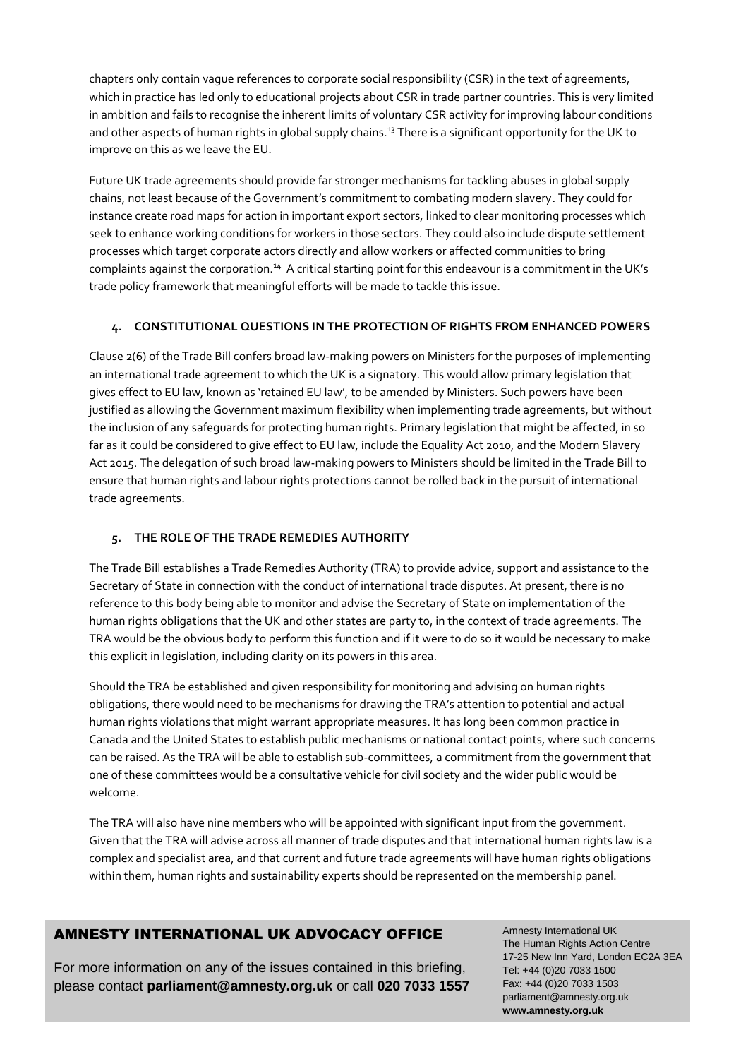chapters only contain vague references to corporate social responsibility (CSR) in the text of agreements, which in practice has led only to educational projects about CSR in trade partner countries. This is very limited in ambition and fails to recognise the inherent limits of voluntary CSR activity for improving labour conditions and other aspects of human rights in global supply chains.[13] There is a significant opportunity for the UK to improve on this as we leave the EU.

Future UK trade agreements should provide far stronger mechanisms for tackling abuses in global supply chains, not least because of the Government's commitment to combating modern slavery. They could for instance create road maps for action in important export sectors, linked to clear monitoring processes which seek to enhance working conditions for workers in those sectors. They could also include dispute settlement processes which target corporate actors directly and allow workers or affected communities to bring complaints against the corporation.[14] A critical starting point for this endeavour is a commitment in the UK's trade policy framework that meaningful efforts will be made to tackle this issue.

## 4. CONSTITUTIONAL QUESTIONS IN THE PROTECTION OF RIGHTS FROM ENHANCED POWERS

Clause 2(6) of the Trade Bill confers broad law-making powers on Ministers for the purposes of implementing an international trade agreement to which the UK is a signatory. This would allow primary legislation that gives effect to EU law, known as 'retained EU law', to be amended by Ministers. Such powers have been justified as allowing the Government maximum flexibility when implementing trade agreements, but without the inclusion of any safeguards for protecting human rights. Primary legislation that might be affected, in so far as it could be considered to give effect to EU law, include the Equality Act 2010, and the Modern Slavery Act 2015. The delegation of such broad law-making powers to Ministers should be limited in the Trade Bill to ensure that human rights and labour rights protections cannot be rolled back in the pursuit of international trade agreements.

## 5. THE ROLE OF THE TRADE REMEDIES AUTHORITY

The Trade Bill establishes a Trade Remedies Authority (TRA) to provide advice, support and assistance to the Secretary of State in connection with the conduct of international trade disputes. At present, there is no reference to this body being able to monitor and advise the Secretary of State on implementation of the human rights obligations that the UK and other states are party to, in the context of trade agreements. The TRA would be the obvious body to perform this function and if it were to do so it would be necessary to make this explicit in legislation, including clarity on its powers in this area.

Should the TRA be established and given responsibility for monitoring and advising on human rights obligations, there would need to be mechanisms for drawing the TRA's attention to potential and actual human rights violations that might warrant appropriate measures. It has long been common practice in Canada and the United States to establish public mechanisms or national contact points, where such concerns can be raised. As the TRA will be able to establish sub-committees, a commitment from the government that one of these committees would be a consultative vehicle for civil society and the wider public would be welcome.

The TRA will also have nine members who will be appointed with significant input from the government. Given that the TRA will advise across all manner of trade disputes and that international human rights law is a complex and specialist area, and that current and future trade agreements will have human rights obligations within them, human rights and sustainability experts should be represented on the membership panel.

### AMNESTY INTERNATIONAL UK ADVOCACY OFFICE

For more information on any of the issues contained in this briefing, please contact **parliament@amnesty.org.uk** or call **020 7033 1557**

Amnesty International UK
The Human Rights Action Centre
17-25 New Inn Yard, London EC2A 3EA
Tel: +44 (0)20 7033 1500
Fax: +44 (0)20 7033 1503
parliament@amnesty.org.uk
**www.amnesty.org.uk**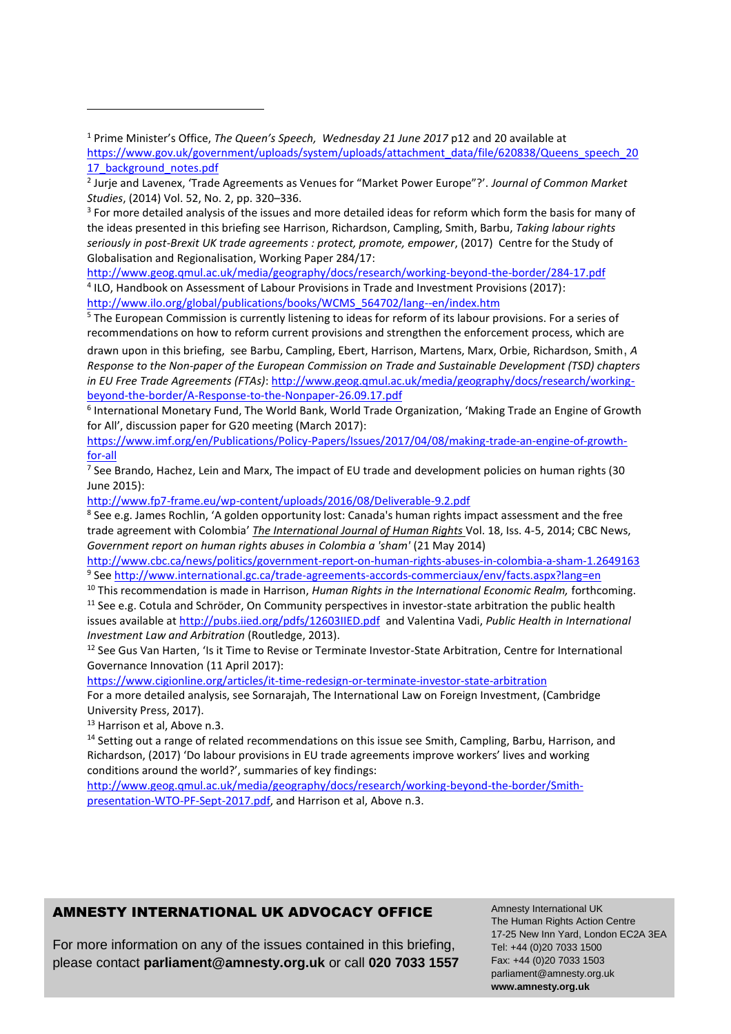[1] Prime Minister's Office, *The Queen's Speech, Wednesday 21 June 2017* p12 and 20 available at https://www.gov.uk/government/uploads/system/uploads/attachment_data/file/620838/Queens_speech_2017_background_notes.pdf

[2] Jurje and Lavenex, 'Trade Agreements as Venues for "Market Power Europe"?'. *Journal of Common Market Studies*, (2014) Vol. 52, No. 2, pp. 320–336.

[3] For more detailed analysis of the issues and more detailed ideas for reform which form the basis for many of the ideas presented in this briefing see Harrison, Richardson, Campling, Smith, Barbu, *Taking labour rights seriously in post-Brexit UK trade agreements : protect, promote, empower*, (2017) Centre for the Study of Globalisation and Regionalisation, Working Paper 284/17: http://www.geog.qmul.ac.uk/media/geography/docs/research/working-beyond-the-border/284-17.pdf

[4] ILO, Handbook on Assessment of Labour Provisions in Trade and Investment Provisions (2017): http://www.ilo.org/global/publications/books/WCMS_564702/lang--en/index.htm

[5] The European Commission is currently listening to ideas for reform of its labour provisions. For a series of recommendations on how to reform current provisions and strengthen the enforcement process, which are drawn upon in this briefing, see Barbu, Campling, Ebert, Harrison, Martens, Marx, Orbie, Richardson, Smith, *A Response to the Non-paper of the European Commission on Trade and Sustainable Development (TSD) chapters in EU Free Trade Agreements (FTAs)*: http://www.geog.qmul.ac.uk/media/geography/docs/research/working-beyond-the-border/A-Response-to-the-Nonpaper-26.09.17.pdf

[6] International Monetary Fund, The World Bank, World Trade Organization, 'Making Trade an Engine of Growth for All', discussion paper for G20 meeting (March 2017): https://www.imf.org/en/Publications/Policy-Papers/Issues/2017/04/08/making-trade-an-engine-of-growth-for-all

[7] See Brando, Hachez, Lein and Marx, The impact of EU trade and development policies on human rights (30 June 2015): http://www.fp7-frame.eu/wp-content/uploads/2016/08/Deliverable-9.2.pdf

[8] See e.g. James Rochlin, 'A golden opportunity lost: Canada's human rights impact assessment and the free trade agreement with Colombia' *The International Journal of Human Rights* Vol. 18, Iss. 4-5, 2014; CBC News, *Government report on human rights abuses in Colombia a 'sham'* (21 May 2014) http://www.cbc.ca/news/politics/government-report-on-human-rights-abuses-in-colombia-a-sham-1.2649163

[9] See http://www.international.gc.ca/trade-agreements-accords-commerciaux/env/facts.aspx?lang=en

[10] This recommendation is made in Harrison, *Human Rights in the International Economic Realm,* forthcoming.

[11] See e.g. Cotula and Schröder, On Community perspectives in investor-state arbitration the public health issues available at http://pubs.iied.org/pdfs/12603IIED.pdf and Valentina Vadi, *Public Health in International Investment Law and Arbitration* (Routledge, 2013).

[12] See Gus Van Harten, 'Is it Time to Revise or Terminate Investor-State Arbitration, Centre for International Governance Innovation (11 April 2017): https://www.cigionline.org/articles/it-time-redesign-or-terminate-investor-state-arbitration
For a more detailed analysis, see Sornarajah, The International Law on Foreign Investment, (Cambridge University Press, 2017).

[13] Harrison et al, Above n.3.

[14] Setting out a range of related recommendations on this issue see Smith, Campling, Barbu, Harrison, and Richardson, (2017) 'Do labour provisions in EU trade agreements improve workers' lives and working conditions around the world?', summaries of key findings: http://www.geog.qmul.ac.uk/media/geography/docs/research/working-beyond-the-border/Smith-presentation-WTO-PF-Sept-2017.pdf, and Harrison et al, Above n.3.

## AMNESTY INTERNATIONAL UK ADVOCACY OFFICE

For more information on any of the issues contained in this briefing, please contact **parliament@amnesty.org.uk** or call **020 7033 1557**

Amnesty International UK
The Human Rights Action Centre
17-25 New Inn Yard, London EC2A 3EA
Tel: +44 (0)20 7033 1500
Fax: +44 (0)20 7033 1503
parliament@amnesty.org.uk
**www.amnesty.org.uk**